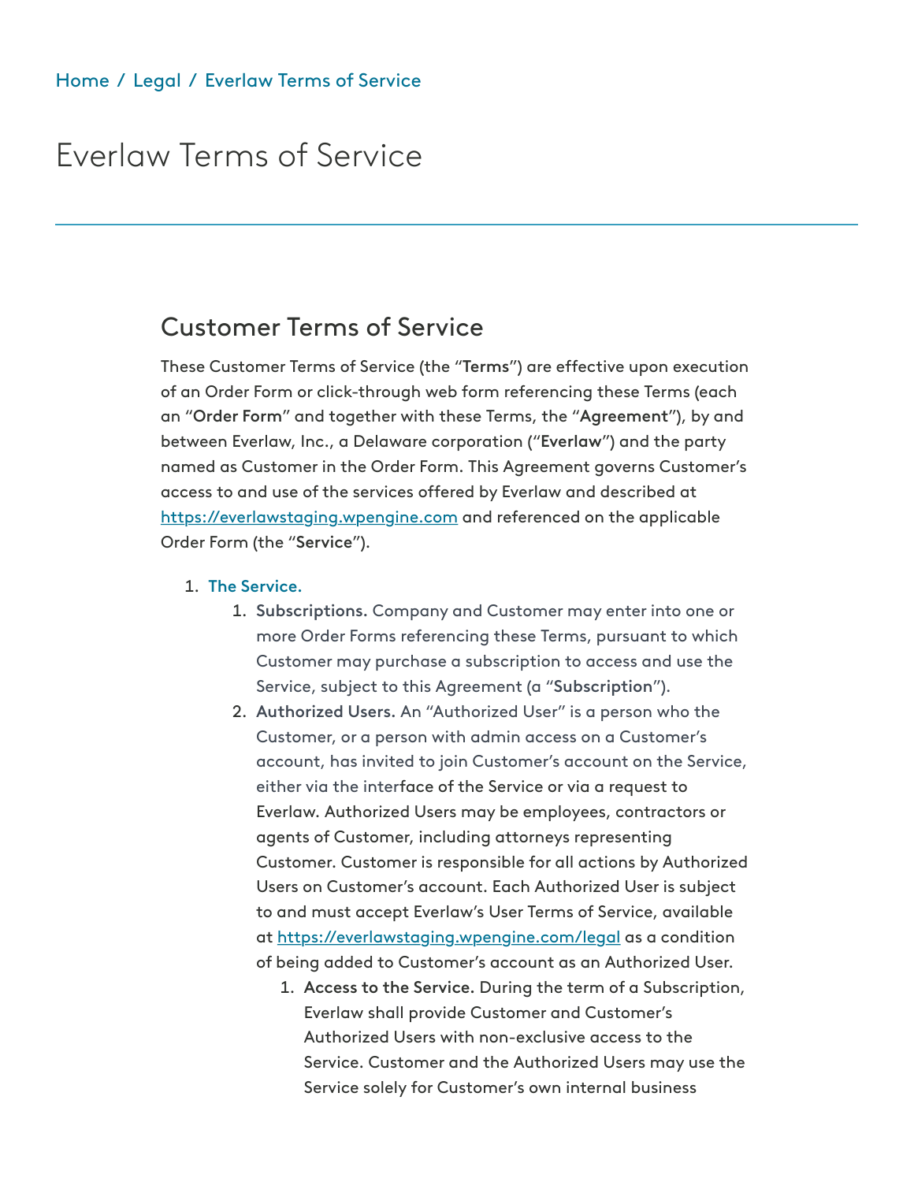Home / Legal / Everlaw Terms of Service

# Everlaw Terms of Service

## Customer Terms of Service

These Customer Terms of Service (the "**Terms**") are effective upon execution of an Order Form or click-through web form referencing these Terms (each an "**Order Form**" and together with these Terms, the "**Agreement**"), by and between Everlaw, Inc., a Delaware corporation ("**Everlaw**") and the party named as Customer in the Order Form. This Agreement governs Customer's access to and use of the services offered by Everlaw and described at https://everlawstaging.wpengine.com and referenced on the applicable Order Form (the "**Service**").

1. **The Service.**
   1. **Subscriptions.** Company and Customer may enter into one or more Order Forms referencing these Terms, pursuant to which Customer may purchase a subscription to access and use the Service, subject to this Agreement (a "**Subscription**").
   2. **Authorized Users.** An "Authorized User" is a person who the Customer, or a person with admin access on a Customer's account, has invited to join Customer's account on the Service, either via the interface of the Service or via a request to Everlaw. Authorized Users may be employees, contractors or agents of Customer, including attorneys representing Customer. Customer is responsible for all actions by Authorized Users on Customer's account. Each Authorized User is subject to and must accept Everlaw's User Terms of Service, available at https://everlawstaging.wpengine.com/legal as a condition of being added to Customer's account as an Authorized User.
      1. **Access to the Service.** During the term of a Subscription, Everlaw shall provide Customer and Customer's Authorized Users with non-exclusive access to the Service. Customer and the Authorized Users may use the Service solely for Customer's own internal business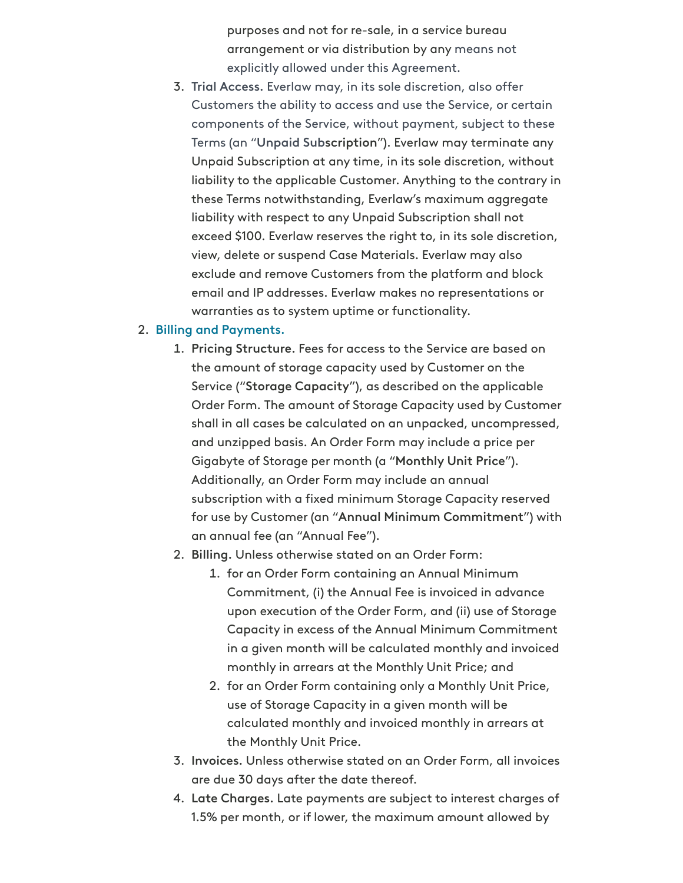purposes and not for re-sale, in a service bureau arrangement or via distribution by any means not explicitly allowed under this Agreement.

3. **Trial Access.** Everlaw may, in its sole discretion, also offer Customers the ability to access and use the Service, or certain components of the Service, without payment, subject to these Terms (an "**Unpaid Subscription**"). Everlaw may terminate any Unpaid Subscription at any time, in its sole discretion, without liability to the applicable Customer. Anything to the contrary in these Terms notwithstanding, Everlaw's maximum aggregate liability with respect to any Unpaid Subscription shall not exceed $100. Everlaw reserves the right to, in its sole discretion, view, delete or suspend Case Materials. Everlaw may also exclude and remove Customers from the platform and block email and IP addresses. Everlaw makes no representations or warranties as to system uptime or functionality.

2. Billing and Payments.
   1. **Pricing Structure.** Fees for access to the Service are based on the amount of storage capacity used by Customer on the Service ("**Storage Capacity**"), as described on the applicable Order Form. The amount of Storage Capacity used by Customer shall in all cases be calculated on an unpacked, uncompressed, and unzipped basis. An Order Form may include a price per Gigabyte of Storage per month (a "**Monthly Unit Price**"). Additionally, an Order Form may include an annual subscription with a fixed minimum Storage Capacity reserved for use by Customer (an "**Annual Minimum Commitment**") with an annual fee (an "Annual Fee").
   2. **Billing.** Unless otherwise stated on an Order Form:
      1. for an Order Form containing an Annual Minimum Commitment, (i) the Annual Fee is invoiced in advance upon execution of the Order Form, and (ii) use of Storage Capacity in excess of the Annual Minimum Commitment in a given month will be calculated monthly and invoiced monthly in arrears at the Monthly Unit Price; and
      2. for an Order Form containing only a Monthly Unit Price, use of Storage Capacity in a given month will be calculated monthly and invoiced monthly in arrears at the Monthly Unit Price.
   3. **Invoices.** Unless otherwise stated on an Order Form, all invoices are due 30 days after the date thereof.
   4. **Late Charges.** Late payments are subject to interest charges of 1.5% per month, or if lower, the maximum amount allowed by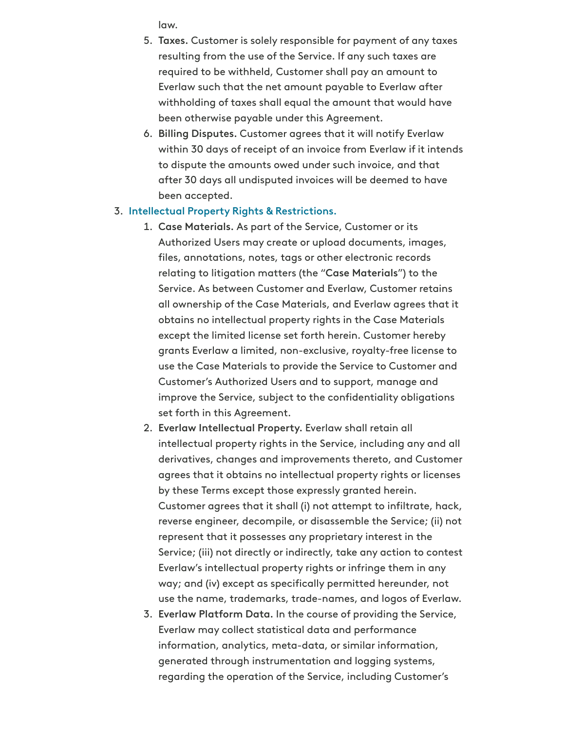law.

5. **Taxes.** Customer is solely responsible for payment of any taxes resulting from the use of the Service. If any such taxes are required to be withheld, Customer shall pay an amount to Everlaw such that the net amount payable to Everlaw after withholding of taxes shall equal the amount that would have been otherwise payable under this Agreement.
6. **Billing Disputes.** Customer agrees that it will notify Everlaw within 30 days of receipt of an invoice from Everlaw if it intends to dispute the amounts owed under such invoice, and that after 30 days all undisputed invoices will be deemed to have been accepted.

3. **Intellectual Property Rights & Restrictions.**
    1. **Case Materials.** As part of the Service, Customer or its Authorized Users may create or upload documents, images, files, annotations, notes, tags or other electronic records relating to litigation matters (the "**Case Materials**") to the Service. As between Customer and Everlaw, Customer retains all ownership of the Case Materials, and Everlaw agrees that it obtains no intellectual property rights in the Case Materials except the limited license set forth herein. Customer hereby grants Everlaw a limited, non-exclusive, royalty-free license to use the Case Materials to provide the Service to Customer and Customer's Authorized Users and to support, manage and improve the Service, subject to the confidentiality obligations set forth in this Agreement.
    2. **Everlaw Intellectual Property.** Everlaw shall retain all intellectual property rights in the Service, including any and all derivatives, changes and improvements thereto, and Customer agrees that it obtains no intellectual property rights or licenses by these Terms except those expressly granted herein. Customer agrees that it shall (i) not attempt to infiltrate, hack, reverse engineer, decompile, or disassemble the Service; (ii) not represent that it possesses any proprietary interest in the Service; (iii) not directly or indirectly, take any action to contest Everlaw's intellectual property rights or infringe them in any way; and (iv) except as specifically permitted hereunder, not use the name, trademarks, trade-names, and logos of Everlaw.
    3. **Everlaw Platform Data.** In the course of providing the Service, Everlaw may collect statistical data and performance information, analytics, meta-data, or similar information, generated through instrumentation and logging systems, regarding the operation of the Service, including Customer's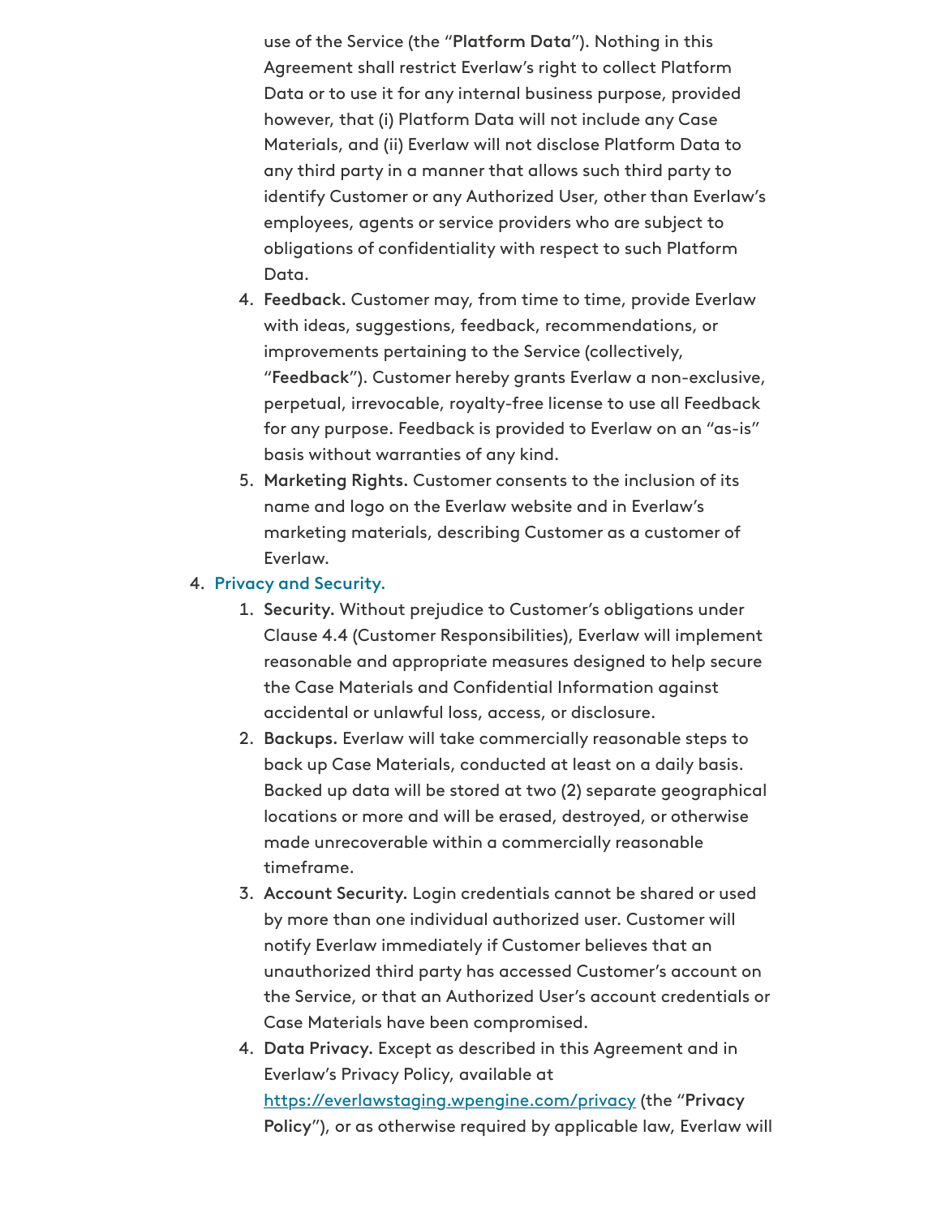use of the Service (the "**Platform Data**"). Nothing in this Agreement shall restrict Everlaw's right to collect Platform Data or to use it for any internal business purpose, provided however, that (i) Platform Data will not include any Case Materials, and (ii) Everlaw will not disclose Platform Data to any third party in a manner that allows such third party to identify Customer or any Authorized User, other than Everlaw's employees, agents or service providers who are subject to obligations of confidentiality with respect to such Platform Data.

4. **Feedback.** Customer may, from time to time, provide Everlaw with ideas, suggestions, feedback, recommendations, or improvements pertaining to the Service (collectively, "**Feedback**"). Customer hereby grants Everlaw a non-exclusive, perpetual, irrevocable, royalty-free license to use all Feedback for any purpose. Feedback is provided to Everlaw on an "as-is" basis without warranties of any kind.
5. **Marketing Rights.** Customer consents to the inclusion of its name and logo on the Everlaw website and in Everlaw's marketing materials, describing Customer as a customer of Everlaw.

4. Privacy and Security.
   1. **Security.** Without prejudice to Customer's obligations under Clause 4.4 (Customer Responsibilities), Everlaw will implement reasonable and appropriate measures designed to help secure the Case Materials and Confidential Information against accidental or unlawful loss, access, or disclosure.
   2. **Backups.** Everlaw will take commercially reasonable steps to back up Case Materials, conducted at least on a daily basis. Backed up data will be stored at two (2) separate geographical locations or more and will be erased, destroyed, or otherwise made unrecoverable within a commercially reasonable timeframe.
   3. **Account Security.** Login credentials cannot be shared or used by more than one individual authorized user. Customer will notify Everlaw immediately if Customer believes that an unauthorized third party has accessed Customer's account on the Service, or that an Authorized User's account credentials or Case Materials have been compromised.
   4. **Data Privacy.** Except as described in this Agreement and in Everlaw's Privacy Policy, available at https://everlawstaging.wpengine.com/privacy (the "**Privacy Policy**"), or as otherwise required by applicable law, Everlaw will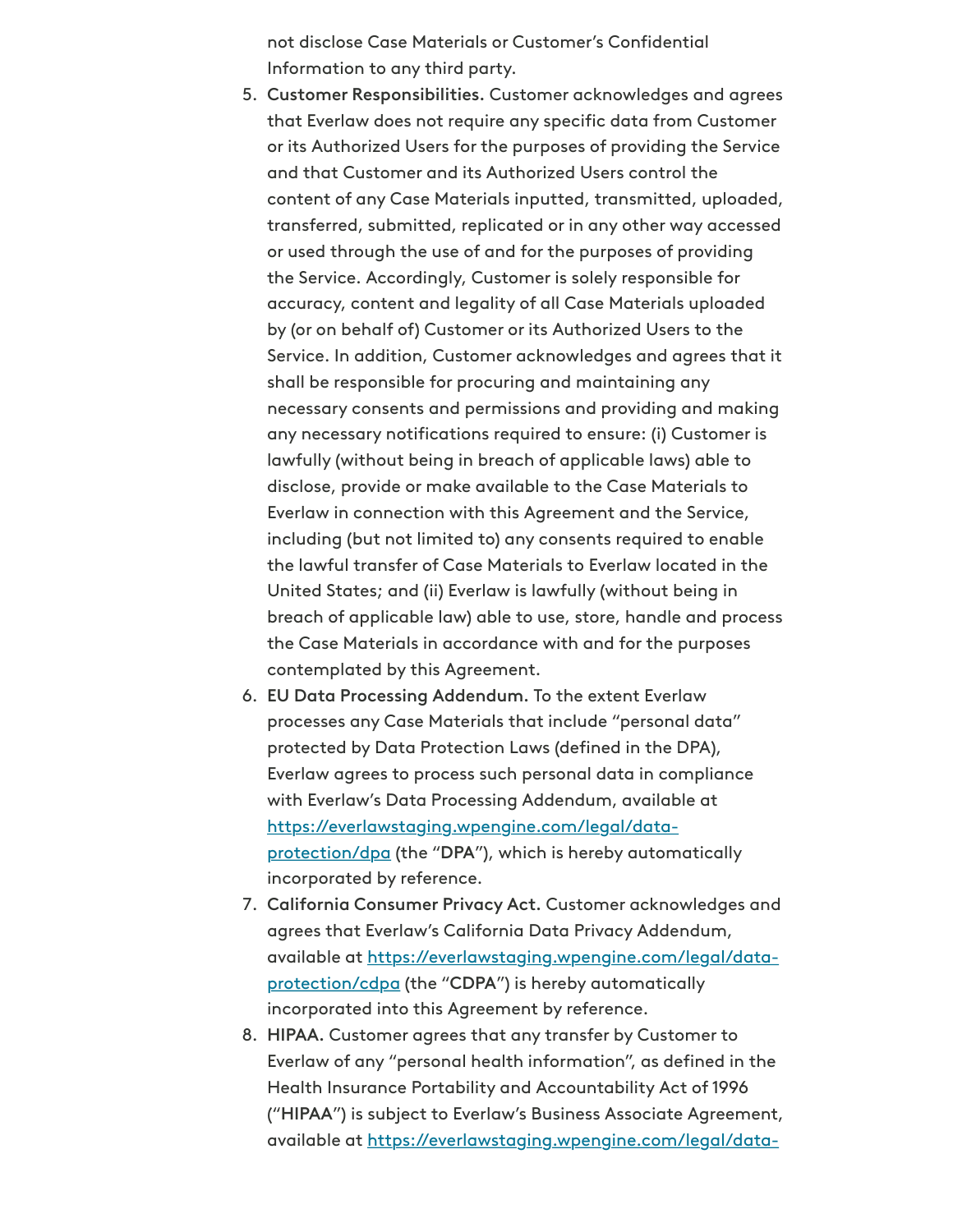not disclose Case Materials or Customer's Confidential Information to any third party.

5. **Customer Responsibilities.** Customer acknowledges and agrees that Everlaw does not require any specific data from Customer or its Authorized Users for the purposes of providing the Service and that Customer and its Authorized Users control the content of any Case Materials inputted, transmitted, uploaded, transferred, submitted, replicated or in any other way accessed or used through the use of and for the purposes of providing the Service. Accordingly, Customer is solely responsible for accuracy, content and legality of all Case Materials uploaded by (or on behalf of) Customer or its Authorized Users to the Service. In addition, Customer acknowledges and agrees that it shall be responsible for procuring and maintaining any necessary consents and permissions and providing and making any necessary notifications required to ensure: (i) Customer is lawfully (without being in breach of applicable laws) able to disclose, provide or make available to the Case Materials to Everlaw in connection with this Agreement and the Service, including (but not limited to) any consents required to enable the lawful transfer of Case Materials to Everlaw located in the United States; and (ii) Everlaw is lawfully (without being in breach of applicable law) able to use, store, handle and process the Case Materials in accordance with and for the purposes contemplated by this Agreement.
6. **EU Data Processing Addendum.** To the extent Everlaw processes any Case Materials that include "personal data" protected by Data Protection Laws (defined in the DPA), Everlaw agrees to process such personal data in compliance with Everlaw's Data Processing Addendum, available at [https://everlawstaging.wpengine.com/legal/data-protection/dpa](https://everlawstaging.wpengine.com/legal/data-protection/dpa) (the "**DPA**"), which is hereby automatically incorporated by reference.
7. **California Consumer Privacy Act.** Customer acknowledges and agrees that Everlaw's California Data Privacy Addendum, available at [https://everlawstaging.wpengine.com/legal/data-protection/cdpa](https://everlawstaging.wpengine.com/legal/data-protection/cdpa) (the "**CDPA**") is hereby automatically incorporated into this Agreement by reference.
8. **HIPAA.** Customer agrees that any transfer by Customer to Everlaw of any "personal health information", as defined in the Health Insurance Portability and Accountability Act of 1996 ("**HIPAA**") is subject to Everlaw's Business Associate Agreement, available at https://everlawstaging.wpengine.com/legal/data-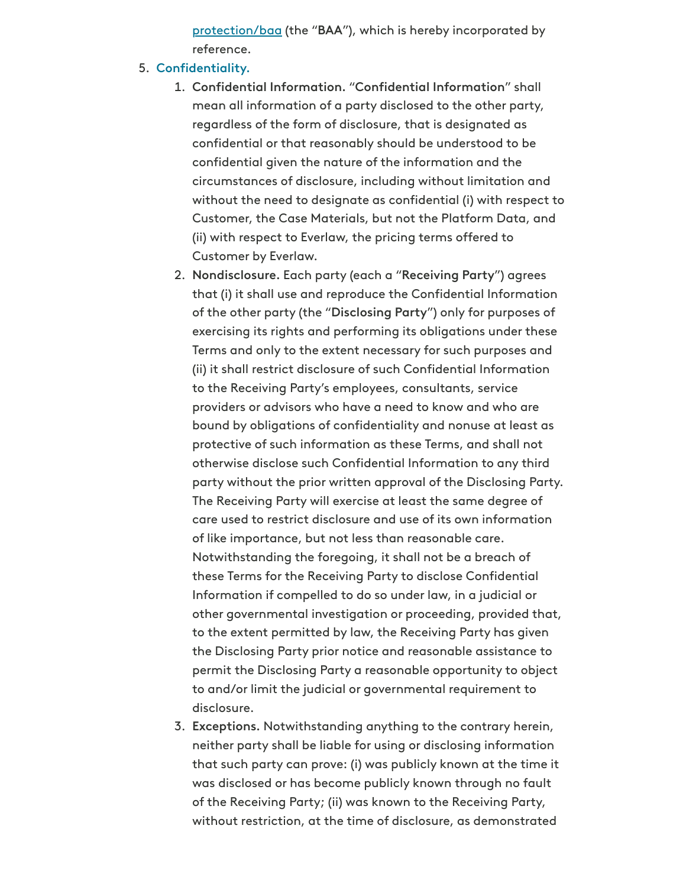[protection/baa](protection/baa) (the "**BAA**"), which is hereby incorporated by reference.

5. **Confidentiality.**
    1. **Confidential Information.** "**Confidential Information**" shall mean all information of a party disclosed to the other party, regardless of the form of disclosure, that is designated as confidential or that reasonably should be understood to be confidential given the nature of the information and the circumstances of disclosure, including without limitation and without the need to designate as confidential (i) with respect to Customer, the Case Materials, but not the Platform Data, and (ii) with respect to Everlaw, the pricing terms offered to Customer by Everlaw.
    2. **Nondisclosure.** Each party (each a "**Receiving Party**") agrees that (i) it shall use and reproduce the Confidential Information of the other party (the "**Disclosing Party**") only for purposes of exercising its rights and performing its obligations under these Terms and only to the extent necessary for such purposes and (ii) it shall restrict disclosure of such Confidential Information to the Receiving Party's employees, consultants, service providers or advisors who have a need to know and who are bound by obligations of confidentiality and nonuse at least as protective of such information as these Terms, and shall not otherwise disclose such Confidential Information to any third party without the prior written approval of the Disclosing Party. The Receiving Party will exercise at least the same degree of care used to restrict disclosure and use of its own information of like importance, but not less than reasonable care. Notwithstanding the foregoing, it shall not be a breach of these Terms for the Receiving Party to disclose Confidential Information if compelled to do so under law, in a judicial or other governmental investigation or proceeding, provided that, to the extent permitted by law, the Receiving Party has given the Disclosing Party prior notice and reasonable assistance to permit the Disclosing Party a reasonable opportunity to object to and/or limit the judicial or governmental requirement to disclosure.
    3. **Exceptions.** Notwithstanding anything to the contrary herein, neither party shall be liable for using or disclosing information that such party can prove: (i) was publicly known at the time it was disclosed or has become publicly known through no fault of the Receiving Party; (ii) was known to the Receiving Party, without restriction, at the time of disclosure, as demonstrated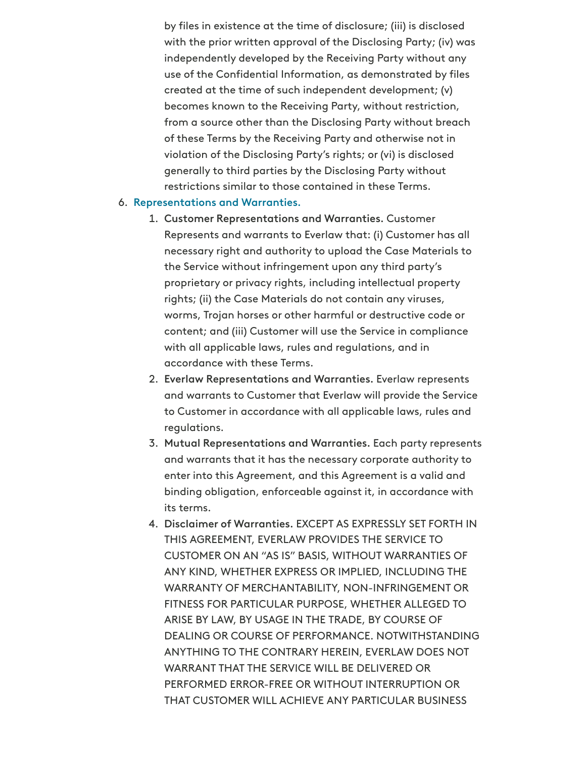by files in existence at the time of disclosure; (iii) is disclosed with the prior written approval of the Disclosing Party; (iv) was independently developed by the Receiving Party without any use of the Confidential Information, as demonstrated by files created at the time of such independent development; (v) becomes known to the Receiving Party, without restriction, from a source other than the Disclosing Party without breach of these Terms by the Receiving Party and otherwise not in violation of the Disclosing Party's rights; or (vi) is disclosed generally to third parties by the Disclosing Party without restrictions similar to those contained in these Terms.

6. Representations and Warranties.
    1. **Customer Representations and Warranties.** Customer Represents and warrants to Everlaw that: (i) Customer has all necessary right and authority to upload the Case Materials to the Service without infringement upon any third party's proprietary or privacy rights, including intellectual property rights; (ii) the Case Materials do not contain any viruses, worms, Trojan horses or other harmful or destructive code or content; and (iii) Customer will use the Service in compliance with all applicable laws, rules and regulations, and in accordance with these Terms.
    2. **Everlaw Representations and Warranties.** Everlaw represents and warrants to Customer that Everlaw will provide the Service to Customer in accordance with all applicable laws, rules and regulations.
    3. **Mutual Representations and Warranties.** Each party represents and warrants that it has the necessary corporate authority to enter into this Agreement, and this Agreement is a valid and binding obligation, enforceable against it, in accordance with its terms.
    4. **Disclaimer of Warranties.** EXCEPT AS EXPRESSLY SET FORTH IN THIS AGREEMENT, EVERLAW PROVIDES THE SERVICE TO CUSTOMER ON AN "AS IS" BASIS, WITHOUT WARRANTIES OF ANY KIND, WHETHER EXPRESS OR IMPLIED, INCLUDING THE WARRANTY OF MERCHANTABILITY, NON-INFRINGEMENT OR FITNESS FOR PARTICULAR PURPOSE, WHETHER ALLEGED TO ARISE BY LAW, BY USAGE IN THE TRADE, BY COURSE OF DEALING OR COURSE OF PERFORMANCE. NOTWITHSTANDING ANYTHING TO THE CONTRARY HEREIN, EVERLAW DOES NOT WARRANT THAT THE SERVICE WILL BE DELIVERED OR PERFORMED ERROR-FREE OR WITHOUT INTERRUPTION OR THAT CUSTOMER WILL ACHIEVE ANY PARTICULAR BUSINESS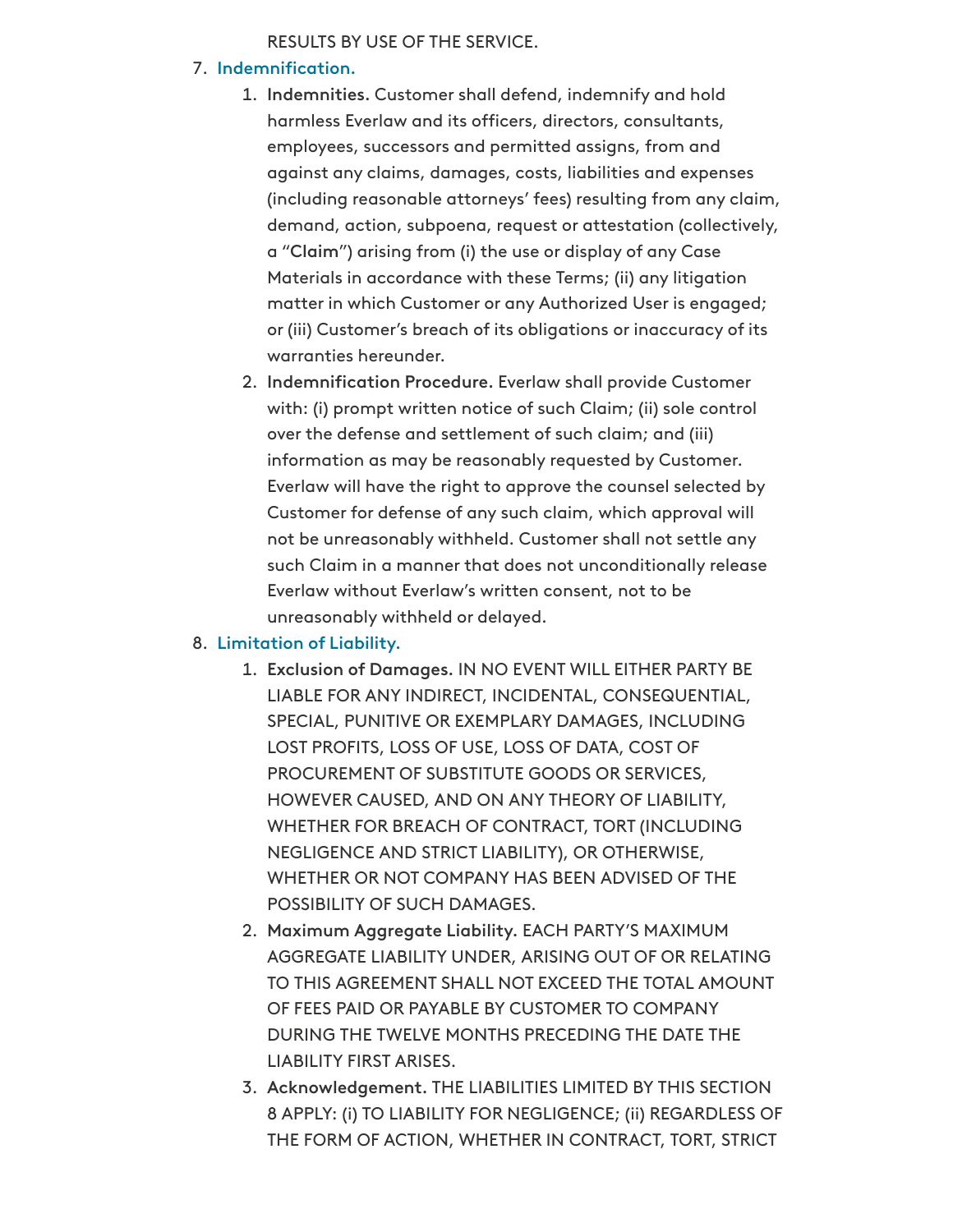RESULTS BY USE OF THE SERVICE.

7. **Indemnification.**
    1. **Indemnities.** Customer shall defend, indemnify and hold harmless Everlaw and its officers, directors, consultants, employees, successors and permitted assigns, from and against any claims, damages, costs, liabilities and expenses (including reasonable attorneys' fees) resulting from any claim, demand, action, subpoena, request or attestation (collectively, a "**Claim**") arising from (i) the use or display of any Case Materials in accordance with these Terms; (ii) any litigation matter in which Customer or any Authorized User is engaged; or (iii) Customer's breach of its obligations or inaccuracy of its warranties hereunder.
    2. **Indemnification Procedure.** Everlaw shall provide Customer with: (i) prompt written notice of such Claim; (ii) sole control over the defense and settlement of such claim; and (iii) information as may be reasonably requested by Customer. Everlaw will have the right to approve the counsel selected by Customer for defense of any such claim, which approval will not be unreasonably withheld. Customer shall not settle any such Claim in a manner that does not unconditionally release Everlaw without Everlaw's written consent, not to be unreasonably withheld or delayed.
8. **Limitation of Liability.**
    1. **Exclusion of Damages.** IN NO EVENT WILL EITHER PARTY BE LIABLE FOR ANY INDIRECT, INCIDENTAL, CONSEQUENTIAL, SPECIAL, PUNITIVE OR EXEMPLARY DAMAGES, INCLUDING LOST PROFITS, LOSS OF USE, LOSS OF DATA, COST OF PROCUREMENT OF SUBSTITUTE GOODS OR SERVICES, HOWEVER CAUSED, AND ON ANY THEORY OF LIABILITY, WHETHER FOR BREACH OF CONTRACT, TORT (INCLUDING NEGLIGENCE AND STRICT LIABILITY), OR OTHERWISE, WHETHER OR NOT COMPANY HAS BEEN ADVISED OF THE POSSIBILITY OF SUCH DAMAGES.
    2. **Maximum Aggregate Liability.** EACH PARTY'S MAXIMUM AGGREGATE LIABILITY UNDER, ARISING OUT OF OR RELATING TO THIS AGREEMENT SHALL NOT EXCEED THE TOTAL AMOUNT OF FEES PAID OR PAYABLE BY CUSTOMER TO COMPANY DURING THE TWELVE MONTHS PRECEDING THE DATE THE LIABILITY FIRST ARISES.
    3. **Acknowledgement.** THE LIABILITIES LIMITED BY THIS SECTION 8 APPLY: (i) TO LIABILITY FOR NEGLIGENCE; (ii) REGARDLESS OF THE FORM OF ACTION, WHETHER IN CONTRACT, TORT, STRICT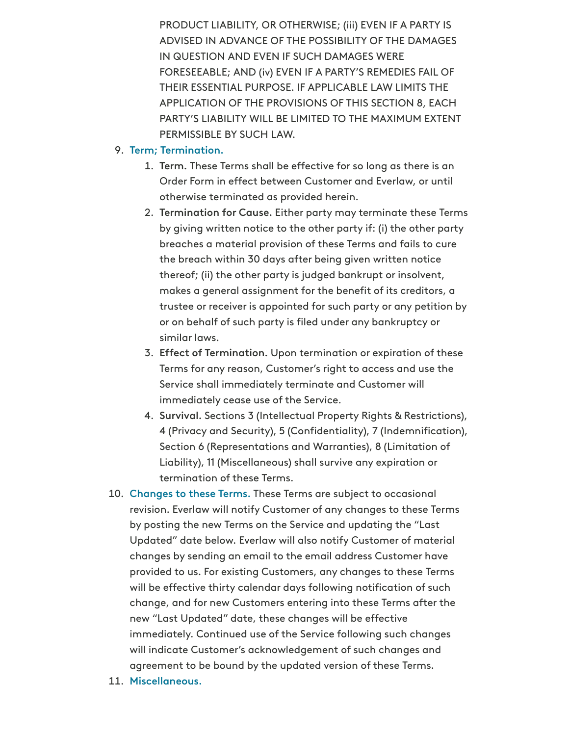PRODUCT LIABILITY, OR OTHERWISE; (iii) EVEN IF A PARTY IS ADVISED IN ADVANCE OF THE POSSIBILITY OF THE DAMAGES IN QUESTION AND EVEN IF SUCH DAMAGES WERE FORESEEABLE; AND (iv) EVEN IF A PARTY'S REMEDIES FAIL OF THEIR ESSENTIAL PURPOSE. IF APPLICABLE LAW LIMITS THE APPLICATION OF THE PROVISIONS OF THIS SECTION 8, EACH PARTY'S LIABILITY WILL BE LIMITED TO THE MAXIMUM EXTENT PERMISSIBLE BY SUCH LAW.

9. **Term; Termination.**
   1. **Term.** These Terms shall be effective for so long as there is an Order Form in effect between Customer and Everlaw, or until otherwise terminated as provided herein.
   2. **Termination for Cause.** Either party may terminate these Terms by giving written notice to the other party if: (i) the other party breaches a material provision of these Terms and fails to cure the breach within 30 days after being given written notice thereof; (ii) the other party is judged bankrupt or insolvent, makes a general assignment for the benefit of its creditors, a trustee or receiver is appointed for such party or any petition by or on behalf of such party is filed under any bankruptcy or similar laws.
   3. **Effect of Termination.** Upon termination or expiration of these Terms for any reason, Customer's right to access and use the Service shall immediately terminate and Customer will immediately cease use of the Service.
   4. **Survival.** Sections 3 (Intellectual Property Rights & Restrictions), 4 (Privacy and Security), 5 (Confidentiality), 7 (Indemnification), Section 6 (Representations and Warranties), 8 (Limitation of Liability), 11 (Miscellaneous) shall survive any expiration or termination of these Terms.
10. **Changes to these Terms.** These Terms are subject to occasional revision. Everlaw will notify Customer of any changes to these Terms by posting the new Terms on the Service and updating the "Last Updated" date below. Everlaw will also notify Customer of material changes by sending an email to the email address Customer have provided to us. For existing Customers, any changes to these Terms will be effective thirty calendar days following notification of such change, and for new Customers entering into these Terms after the new "Last Updated" date, these changes will be effective immediately. Continued use of the Service following such changes will indicate Customer's acknowledgement of such changes and agreement to be bound by the updated version of these Terms.
11. **Miscellaneous.**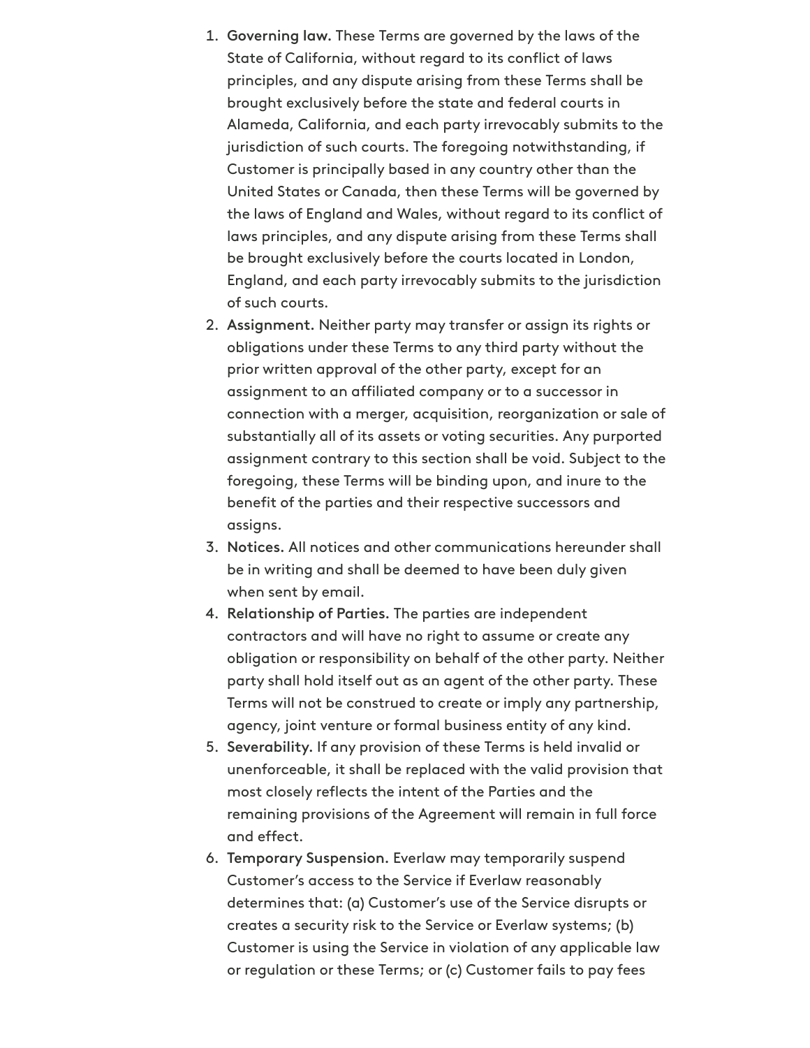1. **Governing law.** These Terms are governed by the laws of the State of California, without regard to its conflict of laws principles, and any dispute arising from these Terms shall be brought exclusively before the state and federal courts in Alameda, California, and each party irrevocably submits to the jurisdiction of such courts. The foregoing notwithstanding, if Customer is principally based in any country other than the United States or Canada, then these Terms will be governed by the laws of England and Wales, without regard to its conflict of laws principles, and any dispute arising from these Terms shall be brought exclusively before the courts located in London, England, and each party irrevocably submits to the jurisdiction of such courts.
2. **Assignment.** Neither party may transfer or assign its rights or obligations under these Terms to any third party without the prior written approval of the other party, except for an assignment to an affiliated company or to a successor in connection with a merger, acquisition, reorganization or sale of substantially all of its assets or voting securities. Any purported assignment contrary to this section shall be void. Subject to the foregoing, these Terms will be binding upon, and inure to the benefit of the parties and their respective successors and assigns.
3. **Notices.** All notices and other communications hereunder shall be in writing and shall be deemed to have been duly given when sent by email.
4. **Relationship of Parties.** The parties are independent contractors and will have no right to assume or create any obligation or responsibility on behalf of the other party. Neither party shall hold itself out as an agent of the other party. These Terms will not be construed to create or imply any partnership, agency, joint venture or formal business entity of any kind.
5. **Severability.** If any provision of these Terms is held invalid or unenforceable, it shall be replaced with the valid provision that most closely reflects the intent of the Parties and the remaining provisions of the Agreement will remain in full force and effect.
6. **Temporary Suspension.** Everlaw may temporarily suspend Customer's access to the Service if Everlaw reasonably determines that: (a) Customer's use of the Service disrupts or creates a security risk to the Service or Everlaw systems; (b) Customer is using the Service in violation of any applicable law or regulation or these Terms; or (c) Customer fails to pay fees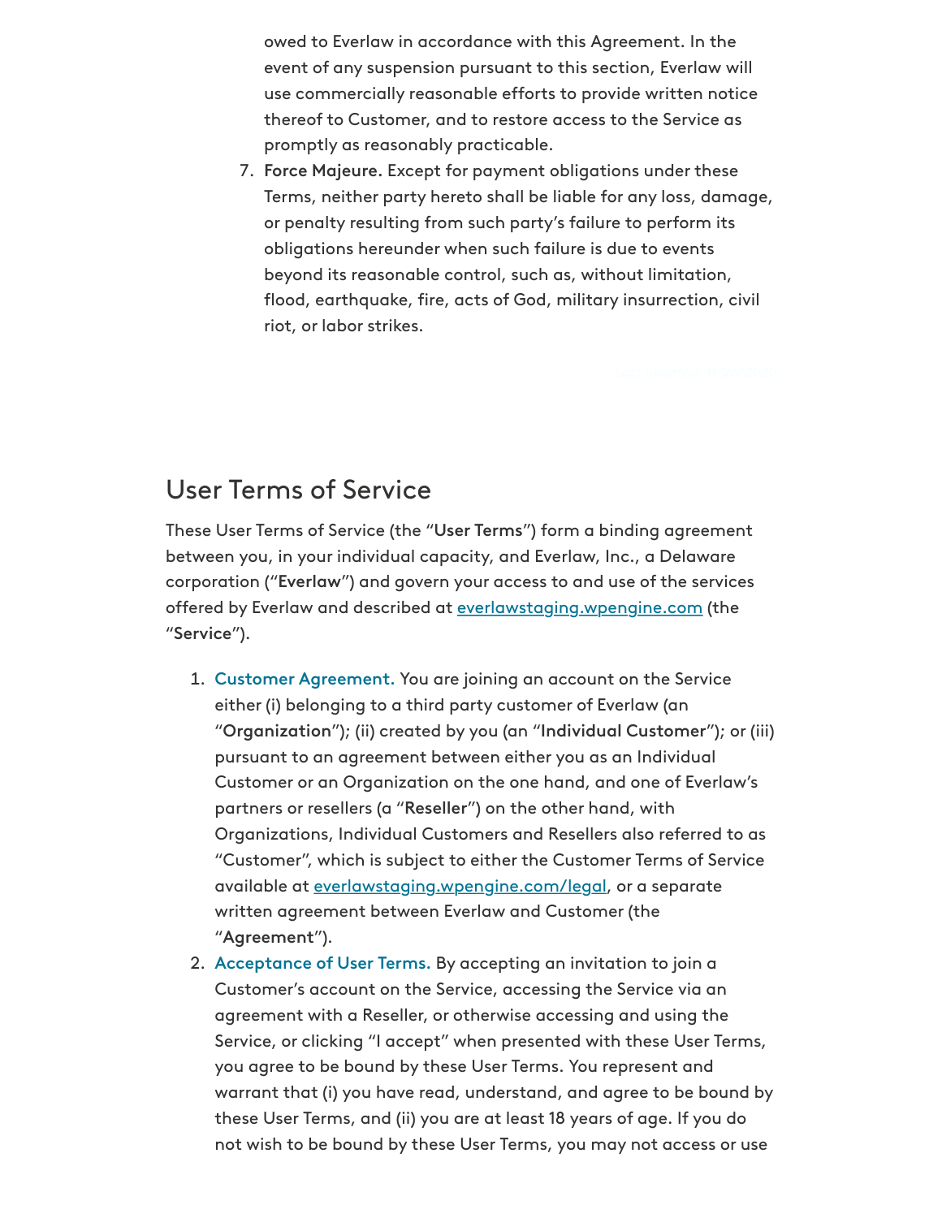owed to Everlaw in accordance with this Agreement. In the event of any suspension pursuant to this section, Everlaw will use commercially reasonable efforts to provide written notice thereof to Customer, and to restore access to the Service as promptly as reasonably practicable.

7. **Force Majeure.** Except for payment obligations under these Terms, neither party hereto shall be liable for any loss, damage, or penalty resulting from such party's failure to perform its obligations hereunder when such failure is due to events beyond its reasonable control, such as, without limitation, flood, earthquake, fire, acts of God, military insurrection, civil riot, or labor strikes.

## User Terms of Service

These User Terms of Service (the "**User Terms**") form a binding agreement between you, in your individual capacity, and Everlaw, Inc., a Delaware corporation ("**Everlaw**") and govern your access to and use of the services offered by Everlaw and described at everlawstaging.wpengine.com (the "**Service**").

1. **Customer Agreement.** You are joining an account on the Service either (i) belonging to a third party customer of Everlaw (an "**Organization**"); (ii) created by you (an "**Individual Customer**"); or (iii) pursuant to an agreement between either you as an Individual Customer or an Organization on the one hand, and one of Everlaw's partners or resellers (a "**Reseller**") on the other hand, with Organizations, Individual Customers and Resellers also referred to as "Customer", which is subject to either the Customer Terms of Service available at everlawstaging.wpengine.com/legal, or a separate written agreement between Everlaw and Customer (the "**Agreement**").
2. **Acceptance of User Terms.** By accepting an invitation to join a Customer's account on the Service, accessing the Service via an agreement with a Reseller, or otherwise accessing and using the Service, or clicking "I accept" when presented with these User Terms, you agree to be bound by these User Terms. You represent and warrant that (i) you have read, understand, and agree to be bound by these User Terms, and (ii) you are at least 18 years of age. If you do not wish to be bound by these User Terms, you may not access or use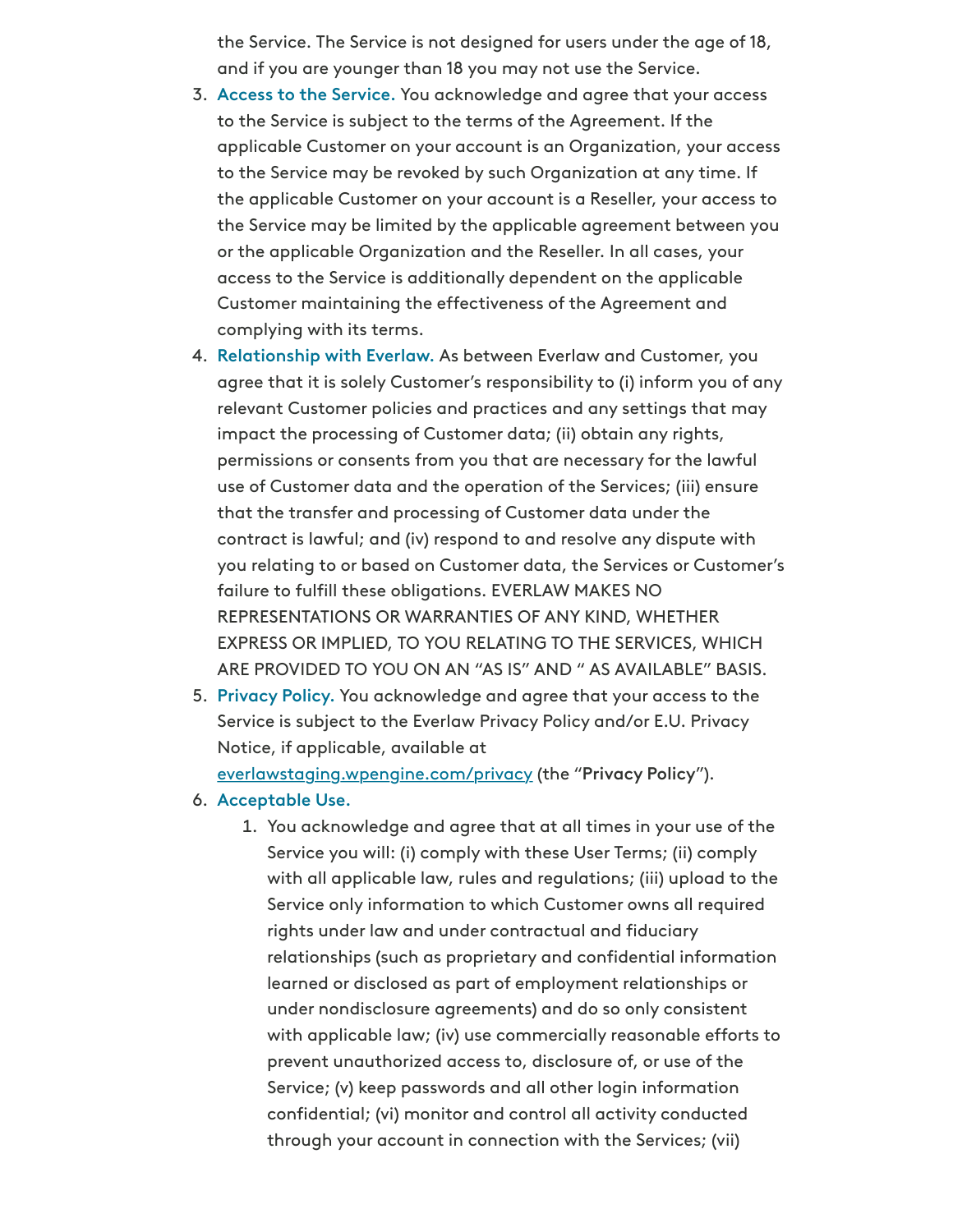the Service. The Service is not designed for users under the age of 18, and if you are younger than 18 you may not use the Service.

3. **Access to the Service.** You acknowledge and agree that your access to the Service is subject to the terms of the Agreement. If the applicable Customer on your account is an Organization, your access to the Service may be revoked by such Organization at any time. If the applicable Customer on your account is a Reseller, your access to the Service may be limited by the applicable agreement between you or the applicable Organization and the Reseller. In all cases, your access to the Service is additionally dependent on the applicable Customer maintaining the effectiveness of the Agreement and complying with its terms.
4. **Relationship with Everlaw.** As between Everlaw and Customer, you agree that it is solely Customer's responsibility to (i) inform you of any relevant Customer policies and practices and any settings that may impact the processing of Customer data; (ii) obtain any rights, permissions or consents from you that are necessary for the lawful use of Customer data and the operation of the Services; (iii) ensure that the transfer and processing of Customer data under the contract is lawful; and (iv) respond to and resolve any dispute with you relating to or based on Customer data, the Services or Customer's failure to fulfill these obligations. EVERLAW MAKES NO REPRESENTATIONS OR WARRANTIES OF ANY KIND, WHETHER EXPRESS OR IMPLIED, TO YOU RELATING TO THE SERVICES, WHICH ARE PROVIDED TO YOU ON AN "AS IS" AND " AS AVAILABLE" BASIS.
5. **Privacy Policy.** You acknowledge and agree that your access to the Service is subject to the Everlaw Privacy Policy and/or E.U. Privacy Notice, if applicable, available at everlawstaging.wpengine.com/privacy (the "**Privacy Policy**").
6. **Acceptable Use.**
   1. You acknowledge and agree that at all times in your use of the Service you will: (i) comply with these User Terms; (ii) comply with all applicable law, rules and regulations; (iii) upload to the Service only information to which Customer owns all required rights under law and under contractual and fiduciary relationships (such as proprietary and confidential information learned or disclosed as part of employment relationships or under nondisclosure agreements) and do so only consistent with applicable law; (iv) use commercially reasonable efforts to prevent unauthorized access to, disclosure of, or use of the Service; (v) keep passwords and all other login information confidential; (vi) monitor and control all activity conducted through your account in connection with the Services; (vii)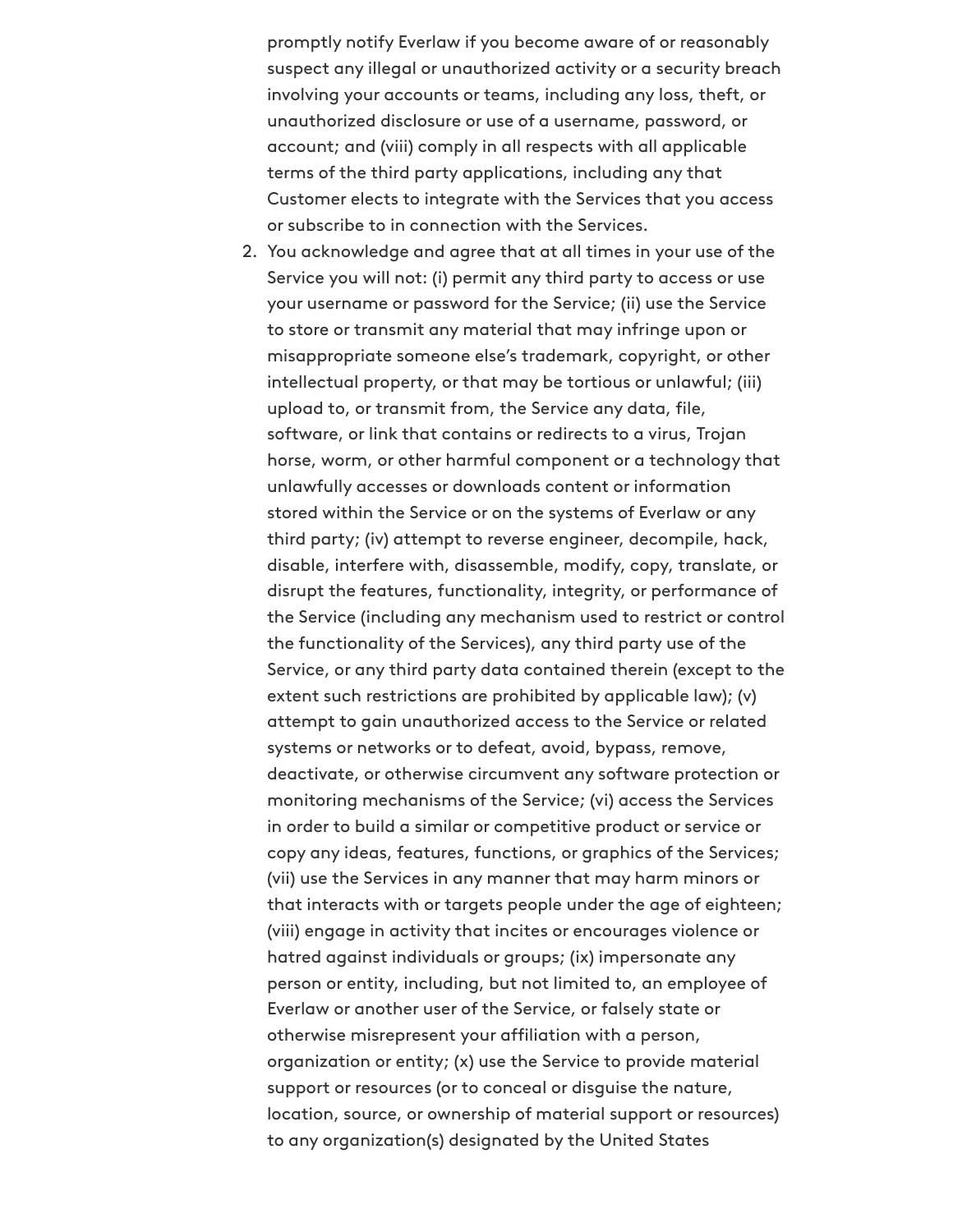promptly notify Everlaw if you become aware of or reasonably suspect any illegal or unauthorized activity or a security breach involving your accounts or teams, including any loss, theft, or unauthorized disclosure or use of a username, password, or account; and (viii) comply in all respects with all applicable terms of the third party applications, including any that Customer elects to integrate with the Services that you access or subscribe to in connection with the Services.

2. You acknowledge and agree that at all times in your use of the Service you will not: (i) permit any third party to access or use your username or password for the Service; (ii) use the Service to store or transmit any material that may infringe upon or misappropriate someone else's trademark, copyright, or other intellectual property, or that may be tortious or unlawful; (iii) upload to, or transmit from, the Service any data, file, software, or link that contains or redirects to a virus, Trojan horse, worm, or other harmful component or a technology that unlawfully accesses or downloads content or information stored within the Service or on the systems of Everlaw or any third party; (iv) attempt to reverse engineer, decompile, hack, disable, interfere with, disassemble, modify, copy, translate, or disrupt the features, functionality, integrity, or performance of the Service (including any mechanism used to restrict or control the functionality of the Services), any third party use of the Service, or any third party data contained therein (except to the extent such restrictions are prohibited by applicable law); (v) attempt to gain unauthorized access to the Service or related systems or networks or to defeat, avoid, bypass, remove, deactivate, or otherwise circumvent any software protection or monitoring mechanisms of the Service; (vi) access the Services in order to build a similar or competitive product or service or copy any ideas, features, functions, or graphics of the Services; (vii) use the Services in any manner that may harm minors or that interacts with or targets people under the age of eighteen; (viii) engage in activity that incites or encourages violence or hatred against individuals or groups; (ix) impersonate any person or entity, including, but not limited to, an employee of Everlaw or another user of the Service, or falsely state or otherwise misrepresent your affiliation with a person, organization or entity; (x) use the Service to provide material support or resources (or to conceal or disguise the nature, location, source, or ownership of material support or resources) to any organization(s) designated by the United States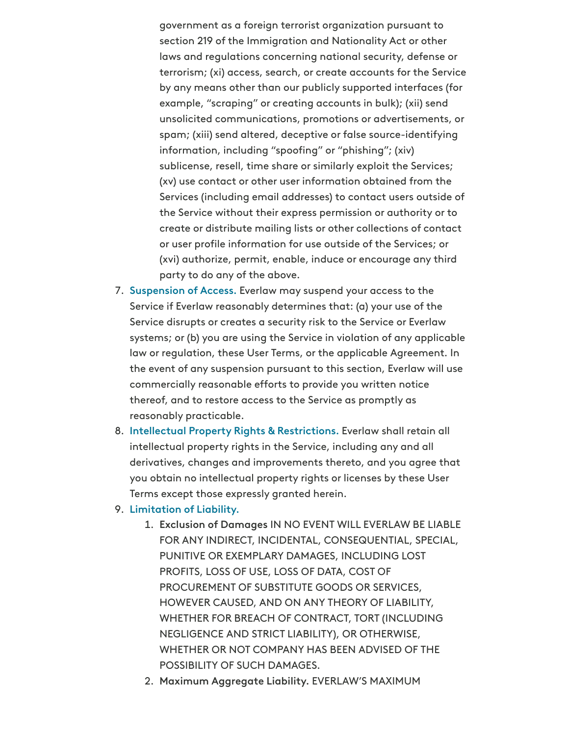government as a foreign terrorist organization pursuant to section 219 of the Immigration and Nationality Act or other laws and regulations concerning national security, defense or terrorism; (xi) access, search, or create accounts for the Service by any means other than our publicly supported interfaces (for example, “scraping” or creating accounts in bulk); (xii) send unsolicited communications, promotions or advertisements, or spam; (xiii) send altered, deceptive or false source-identifying information, including “spoofing” or “phishing”; (xiv) sublicense, resell, time share or similarly exploit the Services; (xv) use contact or other user information obtained from the Services (including email addresses) to contact users outside of the Service without their express permission or authority or to create or distribute mailing lists or other collections of contact or user profile information for use outside of the Services; or (xvi) authorize, permit, enable, induce or encourage any third party to do any of the above.

7. **Suspension of Access.** Everlaw may suspend your access to the Service if Everlaw reasonably determines that: (a) your use of the Service disrupts or creates a security risk to the Service or Everlaw systems; or (b) you are using the Service in violation of any applicable law or regulation, these User Terms, or the applicable Agreement. In the event of any suspension pursuant to this section, Everlaw will use commercially reasonable efforts to provide you written notice thereof, and to restore access to the Service as promptly as reasonably practicable.
8. **Intellectual Property Rights & Restrictions.** Everlaw shall retain all intellectual property rights in the Service, including any and all derivatives, changes and improvements thereto, and you agree that you obtain no intellectual property rights or licenses by these User Terms except those expressly granted herein.
9. **Limitation of Liability.**
   1. **Exclusion of Damages** IN NO EVENT WILL EVERLAW BE LIABLE FOR ANY INDIRECT, INCIDENTAL, CONSEQUENTIAL, SPECIAL, PUNITIVE OR EXEMPLARY DAMAGES, INCLUDING LOST PROFITS, LOSS OF USE, LOSS OF DATA, COST OF PROCUREMENT OF SUBSTITUTE GOODS OR SERVICES, HOWEVER CAUSED, AND ON ANY THEORY OF LIABILITY, WHETHER FOR BREACH OF CONTRACT, TORT (INCLUDING NEGLIGENCE AND STRICT LIABILITY), OR OTHERWISE, WHETHER OR NOT COMPANY HAS BEEN ADVISED OF THE POSSIBILITY OF SUCH DAMAGES.
   2. **Maximum Aggregate Liability.** EVERLAW’S MAXIMUM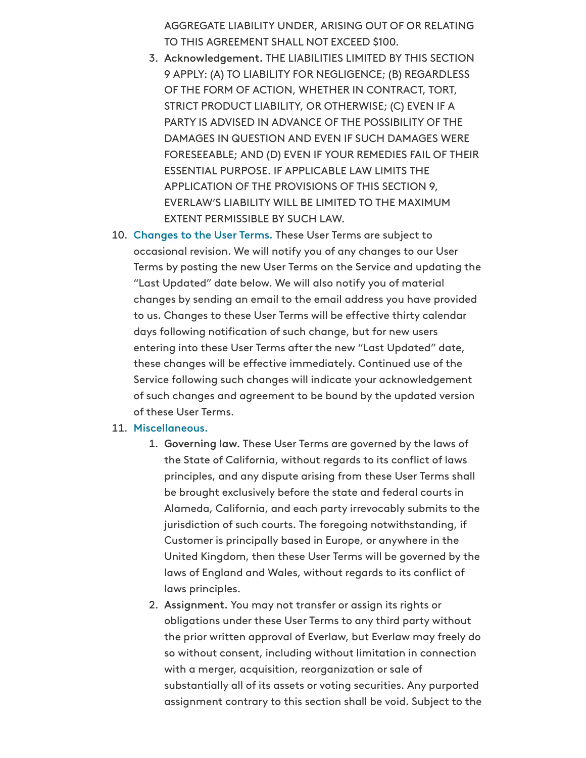AGGREGATE LIABILITY UNDER, ARISING OUT OF OR RELATING TO THIS AGREEMENT SHALL NOT EXCEED $100.

3. **Acknowledgement.** THE LIABILITIES LIMITED BY THIS SECTION 9 APPLY: (A) TO LIABILITY FOR NEGLIGENCE; (B) REGARDLESS OF THE FORM OF ACTION, WHETHER IN CONTRACT, TORT, STRICT PRODUCT LIABILITY, OR OTHERWISE; (C) EVEN IF A PARTY IS ADVISED IN ADVANCE OF THE POSSIBILITY OF THE DAMAGES IN QUESTION AND EVEN IF SUCH DAMAGES WERE FORESEEABLE; AND (D) EVEN IF YOUR REMEDIES FAIL OF THEIR ESSENTIAL PURPOSE. IF APPLICABLE LAW LIMITS THE APPLICATION OF THE PROVISIONS OF THIS SECTION 9, EVERLAW'S LIABILITY WILL BE LIMITED TO THE MAXIMUM EXTENT PERMISSIBLE BY SUCH LAW.

10. **Changes to the User Terms.** These User Terms are subject to occasional revision. We will notify you of any changes to our User Terms by posting the new User Terms on the Service and updating the "Last Updated" date below. We will also notify you of material changes by sending an email to the email address you have provided to us. Changes to these User Terms will be effective thirty calendar days following notification of such change, but for new users entering into these User Terms after the new "Last Updated" date, these changes will be effective immediately. Continued use of the Service following such changes will indicate your acknowledgement of such changes and agreement to be bound by the updated version of these User Terms.

11. **Miscellaneous.**
    1. **Governing law.** These User Terms are governed by the laws of the State of California, without regards to its conflict of laws principles, and any dispute arising from these User Terms shall be brought exclusively before the state and federal courts in Alameda, California, and each party irrevocably submits to the jurisdiction of such courts. The foregoing notwithstanding, if Customer is principally based in Europe, or anywhere in the United Kingdom, then these User Terms will be governed by the laws of England and Wales, without regards to its conflict of laws principles.
    2. **Assignment.** You may not transfer or assign its rights or obligations under these User Terms to any third party without the prior written approval of Everlaw, but Everlaw may freely do so without consent, including without limitation in connection with a merger, acquisition, reorganization or sale of substantially all of its assets or voting securities. Any purported assignment contrary to this section shall be void. Subject to the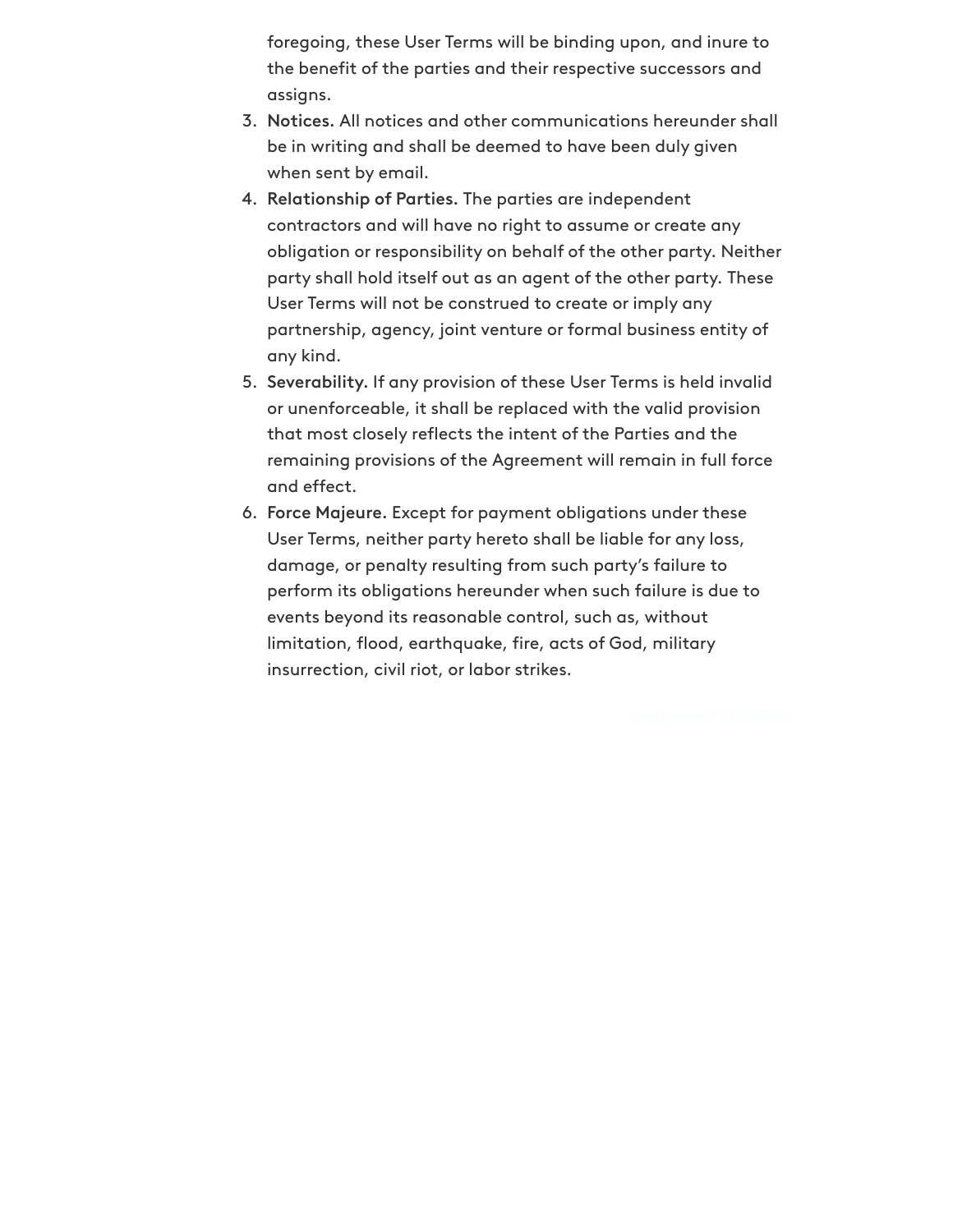foregoing, these User Terms will be binding upon, and inure to the benefit of the parties and their respective successors and assigns.

3. **Notices.** All notices and other communications hereunder shall be in writing and shall be deemed to have been duly given when sent by email.
4. **Relationship of Parties.** The parties are independent contractors and will have no right to assume or create any obligation or responsibility on behalf of the other party. Neither party shall hold itself out as an agent of the other party. These User Terms will not be construed to create or imply any partnership, agency, joint venture or formal business entity of any kind.
5. **Severability.** If any provision of these User Terms is held invalid or unenforceable, it shall be replaced with the valid provision that most closely reflects the intent of the Parties and the remaining provisions of the Agreement will remain in full force and effect.
6. **Force Majeure.** Except for payment obligations under these User Terms, neither party hereto shall be liable for any loss, damage, or penalty resulting from such party's failure to perform its obligations hereunder when such failure is due to events beyond its reasonable control, such as, without limitation, flood, earthquake, fire, acts of God, military insurrection, civil riot, or labor strikes.